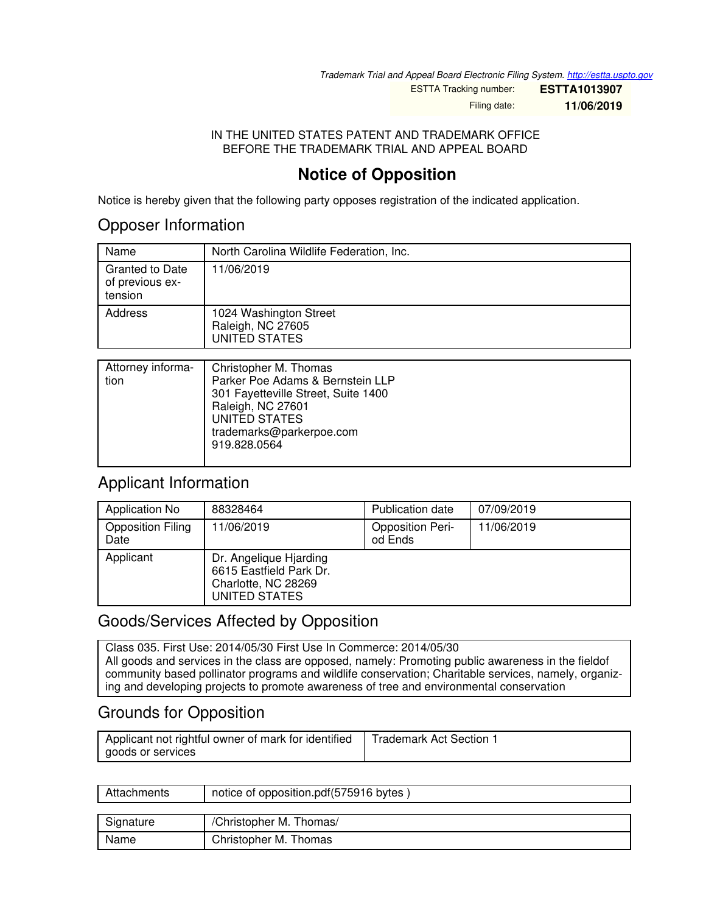*Trademark Trial and Appeal Board Electronic Filing System. http://estta.uspto.gov*

ESTTA Tracking number: **ESTTA1013907**

Filing date: **11/06/2019**

IN THE UNITED STATES PATENT AND TRADEMARK OFFICE
BEFORE THE TRADEMARK TRIAL AND APPEAL BOARD

# Notice of Opposition

Notice is hereby given that the following party opposes registration of the indicated application.

## Opposer Information

| Name | North Carolina Wildlife Federation, Inc. |
|---|---|
| Granted to Date of previous extension | 11/06/2019 |
| Address | 1024 Washington Street<br>Raleigh, NC 27605<br>UNITED STATES |

| Attorney information | Christopher M. Thomas<br>Parker Poe Adams & Bernstein LLP<br>301 Fayetteville Street, Suite 1400<br>Raleigh, NC 27601<br>UNITED STATES<br>trademarks@parkerpoe.com<br>919.828.0564 |
|---|---|

## Applicant Information

| Application No | 88328464 | Publication date | 07/09/2019 |
|---|---|---|---|
| Opposition Filing Date | 11/06/2019 | Opposition Period Ends | 11/06/2019 |
| Applicant | Dr. Angelique Hjarding<br>6615 Eastfield Park Dr.<br>Charlotte, NC 28269<br>UNITED STATES | | |

## Goods/Services Affected by Opposition

Class 035. First Use: 2014/05/30 First Use In Commerce: 2014/05/30
All goods and services in the class are opposed, namely: Promoting public awareness in the fieldof community based pollinator programs and wildlife conservation; Charitable services, namely, organizing and developing projects to promote awareness of tree and environmental conservation

## Grounds for Opposition

| Applicant not rightful owner of mark for identified goods or services | Trademark Act Section 1 |
|---|---|

| Attachments | notice of opposition.pdf(575916 bytes ) |
|---|---|

| Signature | /Christopher M. Thomas/ |
|---|---|
| Name | Christopher M. Thomas |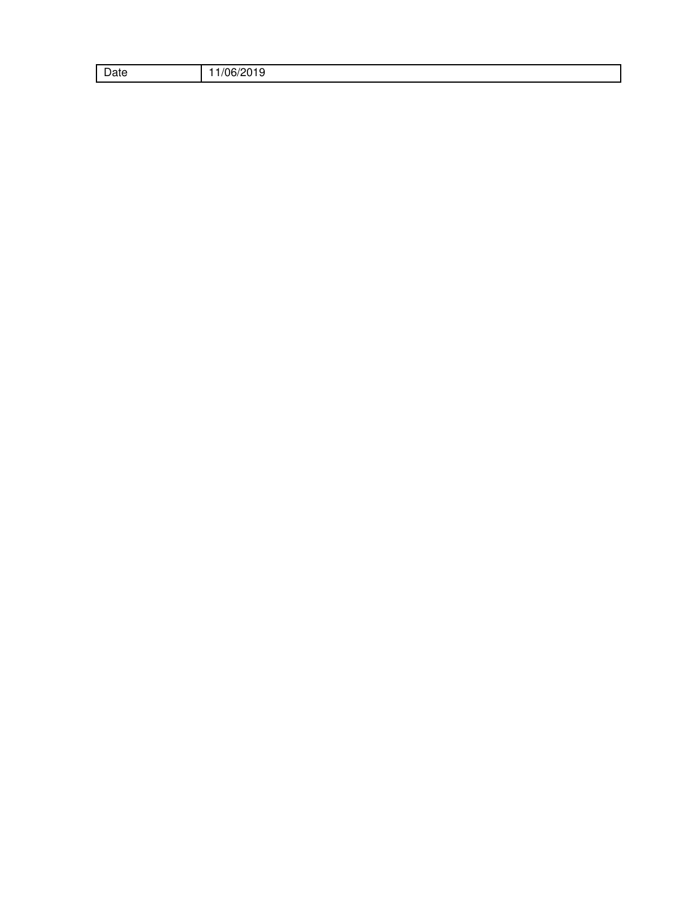| Date | 11/06/2019 |
| --- | --- |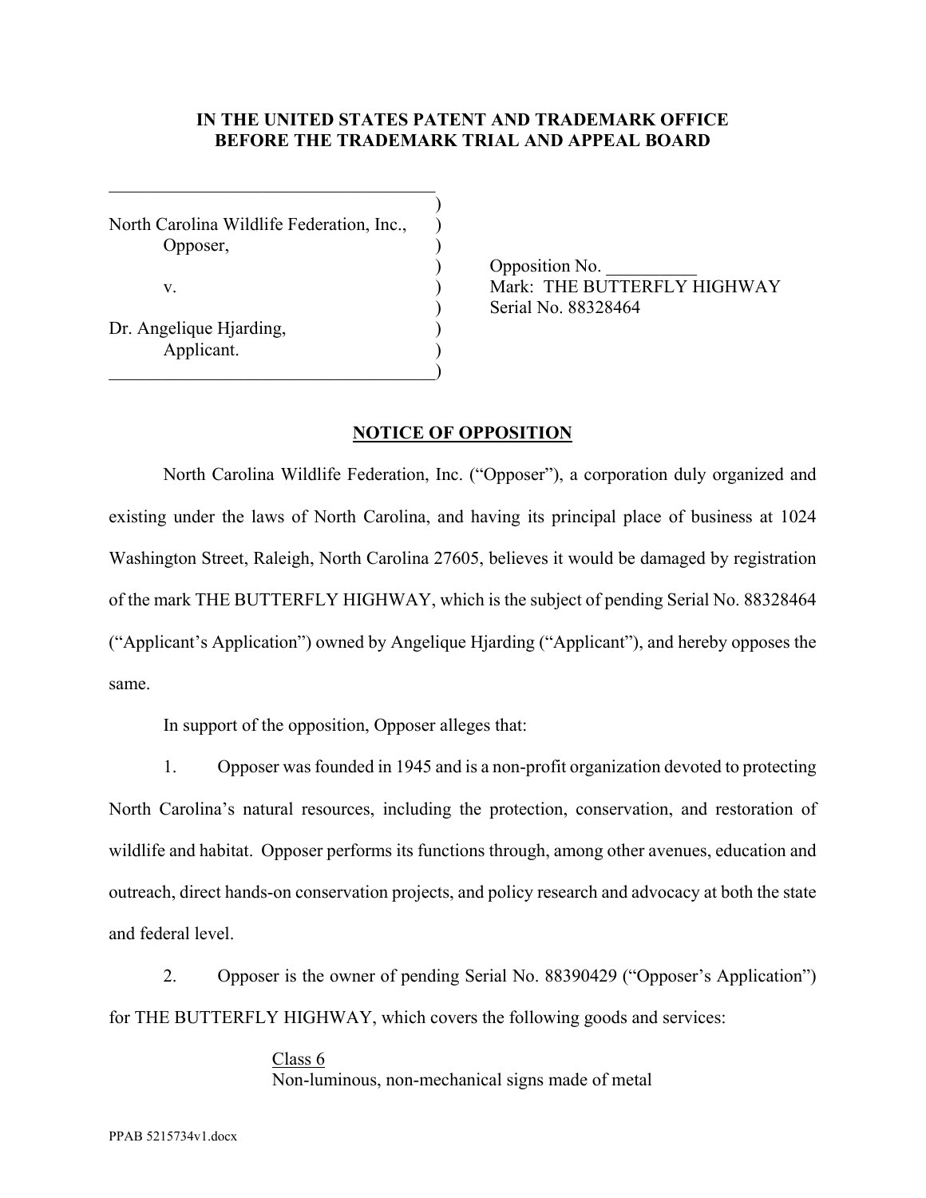**IN THE UNITED STATES PATENT AND TRADEMARK OFFICE**
**BEFORE THE TRADEMARK TRIAL AND APPEAL BOARD**

North Carolina Wildlife Federation, Inc.,
Opposer,

v.

Dr. Angelique Hjarding,
Applicant.

Opposition No. __________
Mark: THE BUTTERFLY HIGHWAY
Serial No. 88328464

**NOTICE OF OPPOSITION**

North Carolina Wildlife Federation, Inc. ("Opposer"), a corporation duly organized and existing under the laws of North Carolina, and having its principal place of business at 1024 Washington Street, Raleigh, North Carolina 27605, believes it would be damaged by registration of the mark THE BUTTERFLY HIGHWAY, which is the subject of pending Serial No. 88328464 ("Applicant's Application") owned by Angelique Hjarding ("Applicant"), and hereby opposes the same.

In support of the opposition, Opposer alleges that:

1. Opposer was founded in 1945 and is a non-profit organization devoted to protecting North Carolina's natural resources, including the protection, conservation, and restoration of wildlife and habitat. Opposer performs its functions through, among other avenues, education and outreach, direct hands-on conservation projects, and policy research and advocacy at both the state and federal level.

2. Opposer is the owner of pending Serial No. 88390429 ("Opposer's Application") for THE BUTTERFLY HIGHWAY, which covers the following goods and services:

Class 6
Non-luminous, non-mechanical signs made of metal

PPAB 5215734v1.docx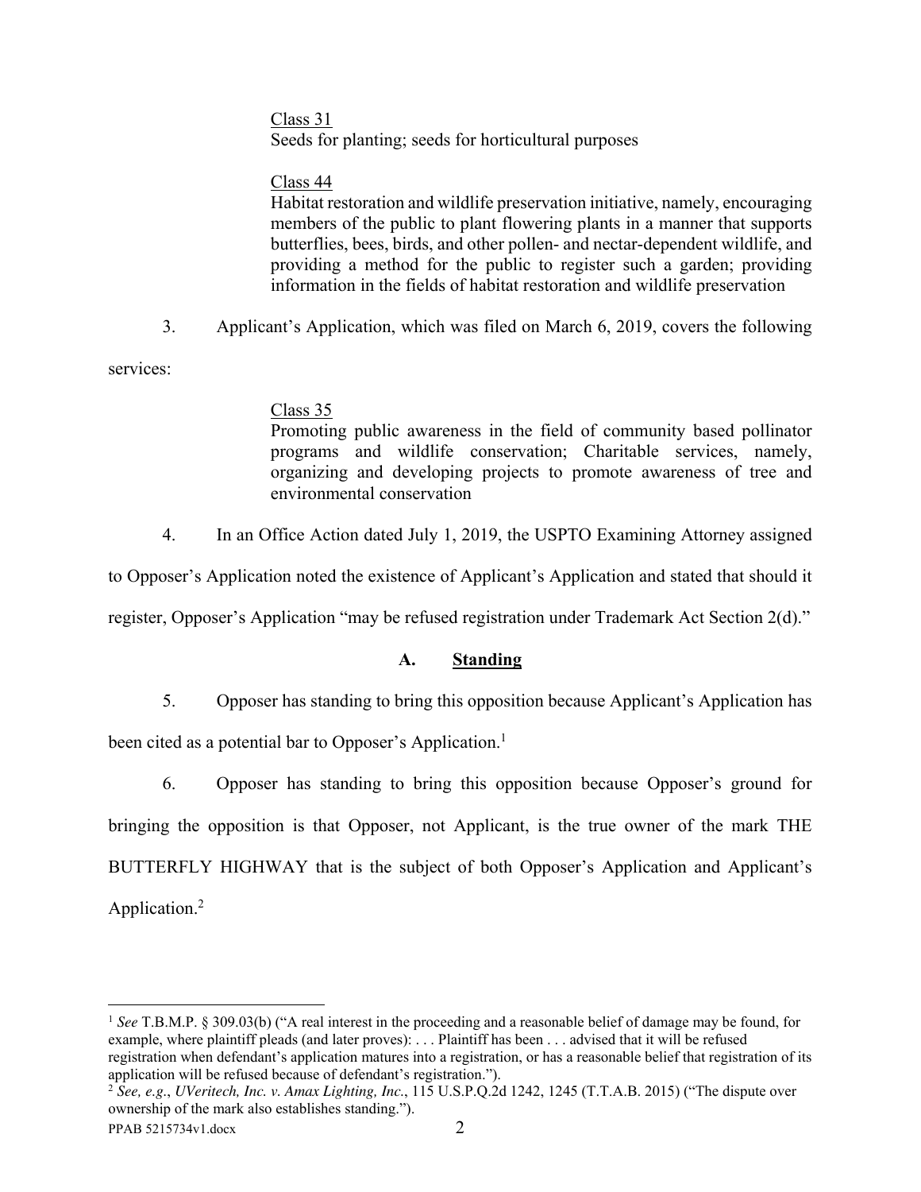Class 31
Seeds for planting; seeds for horticultural purposes

Class 44
Habitat restoration and wildlife preservation initiative, namely, encouraging members of the public to plant flowering plants in a manner that supports butterflies, bees, birds, and other pollen- and nectar-dependent wildlife, and providing a method for the public to register such a garden; providing information in the fields of habitat restoration and wildlife preservation

3. Applicant's Application, which was filed on March 6, 2019, covers the following services:

Class 35
Promoting public awareness in the field of community based pollinator programs and wildlife conservation; Charitable services, namely, organizing and developing projects to promote awareness of tree and environmental conservation

4. In an Office Action dated July 1, 2019, the USPTO Examining Attorney assigned to Opposer's Application noted the existence of Applicant's Application and stated that should it register, Opposer's Application "may be refused registration under Trademark Act Section 2(d)."

## A. Standing

5. Opposer has standing to bring this opposition because Applicant's Application has been cited as a potential bar to Opposer's Application.[1]

6. Opposer has standing to bring this opposition because Opposer's ground for bringing the opposition is that Opposer, not Applicant, is the true owner of the mark THE BUTTERFLY HIGHWAY that is the subject of both Opposer's Application and Applicant's Application.[2]

---

[1] *See* T.B.M.P. § 309.03(b) ("A real interest in the proceeding and a reasonable belief of damage may be found, for example, where plaintiff pleads (and later proves): . . . Plaintiff has been . . . advised that it will be refused registration when defendant's application matures into a registration, or has a reasonable belief that registration of its application will be refused because of defendant's registration.").

[2] *See, e.g.*, *UVeritech, Inc. v. Amax Lighting, Inc.*, 115 U.S.P.Q.2d 1242, 1245 (T.T.A.B. 2015) ("The dispute over ownership of the mark also establishes standing.").

PPAB 5215734v1.docx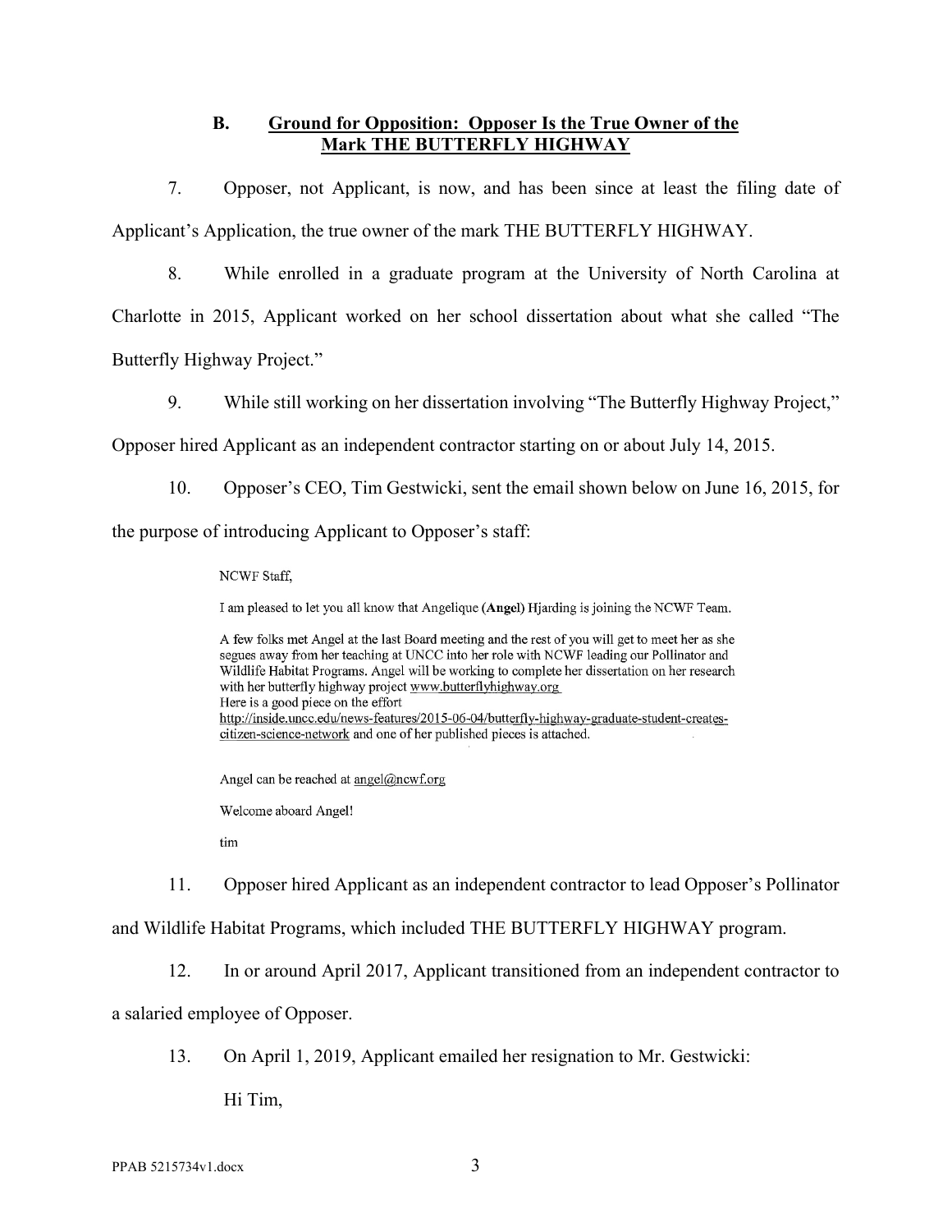### B. Ground for Opposition: Opposer Is the True Owner of the Mark THE BUTTERFLY HIGHWAY

7. Opposer, not Applicant, is now, and has been since at least the filing date of Applicant's Application, the true owner of the mark THE BUTTERFLY HIGHWAY.

8. While enrolled in a graduate program at the University of North Carolina at Charlotte in 2015, Applicant worked on her school dissertation about what she called "The Butterfly Highway Project."

9. While still working on her dissertation involving "The Butterfly Highway Project," Opposer hired Applicant as an independent contractor starting on or about July 14, 2015.

10. Opposer's CEO, Tim Gestwicki, sent the email shown below on June 16, 2015, for the purpose of introducing Applicant to Opposer's staff:

> NCWF Staff,
>
> I am pleased to let you all know that Angelique (**Angel**) Hjarding is joining the NCWF Team.
>
> A few folks met Angel at the last Board meeting and the rest of you will get to meet her as she segues away from her teaching at UNCC into her role with NCWF leading our Pollinator and Wildlife Habitat Programs. Angel will be working to complete her dissertation on her research with her butterfly highway project www.butterflyhighway.org
> Here is a good piece on the effort
> http://inside.uncc.edu/news-features/2015-06-04/butterfly-highway-graduate-student-creates-citizen-science-network and one of her published pieces is attached.
>
> Angel can be reached at angel@ncwf.org
>
> Welcome aboard Angel!
>
> tim

11. Opposer hired Applicant as an independent contractor to lead Opposer's Pollinator and Wildlife Habitat Programs, which included THE BUTTERFLY HIGHWAY program.

12. In or around April 2017, Applicant transitioned from an independent contractor to a salaried employee of Opposer.

13. On April 1, 2019, Applicant emailed her resignation to Mr. Gestwicki:

> Hi Tim,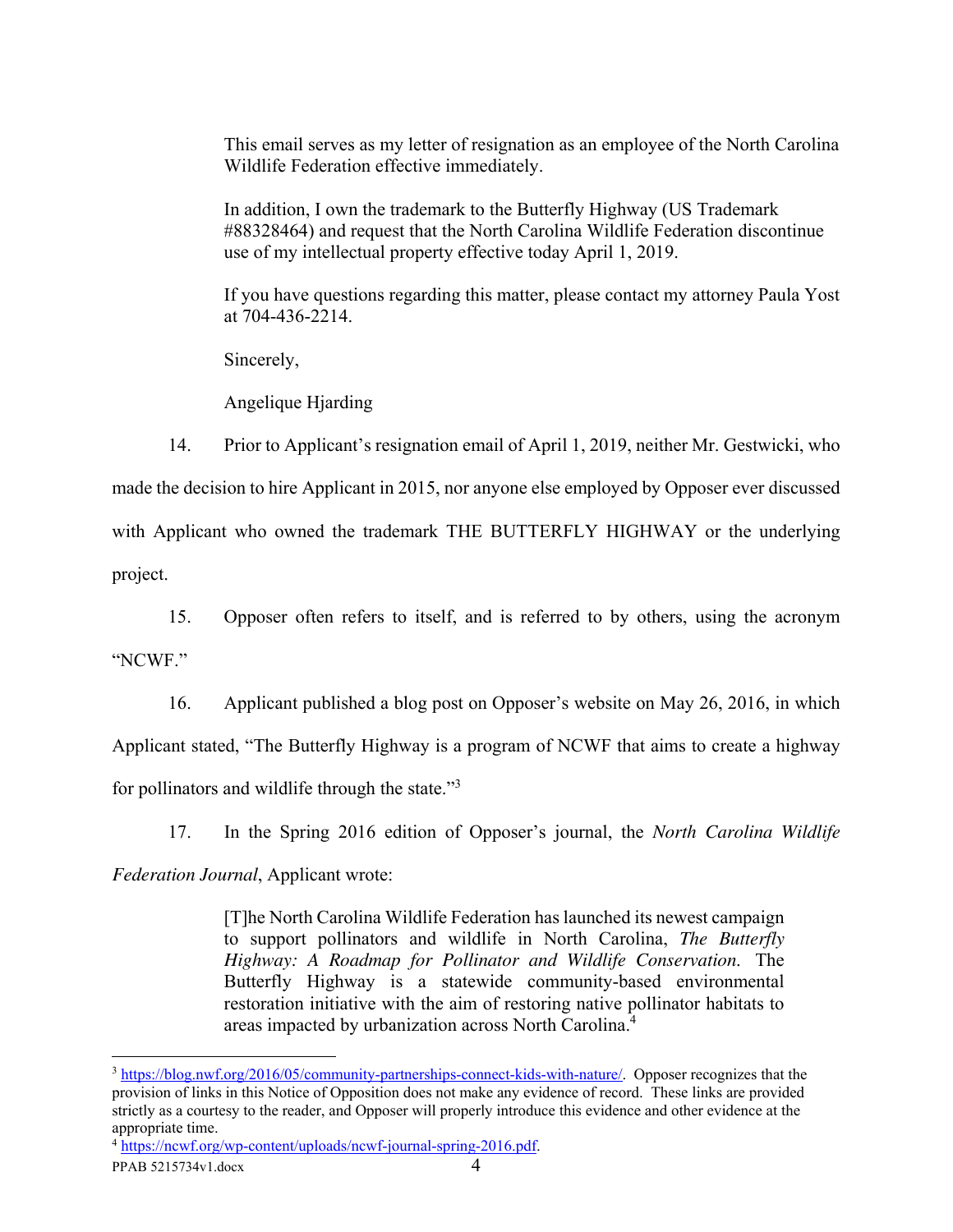> This email serves as my letter of resignation as an employee of the North Carolina Wildlife Federation effective immediately.
>
> In addition, I own the trademark to the Butterfly Highway (US Trademark #88328464) and request that the North Carolina Wildlife Federation discontinue use of my intellectual property effective today April 1, 2019.
>
> If you have questions regarding this matter, please contact my attorney Paula Yost at 704-436-2214.
>
> Sincerely,
>
> Angelique Hjarding

14. Prior to Applicant's resignation email of April 1, 2019, neither Mr. Gestwicki, who made the decision to hire Applicant in 2015, nor anyone else employed by Opposer ever discussed with Applicant who owned the trademark THE BUTTERFLY HIGHWAY or the underlying project.

15. Opposer often refers to itself, and is referred to by others, using the acronym "NCWF."

16. Applicant published a blog post on Opposer's website on May 26, 2016, in which Applicant stated, "The Butterfly Highway is a program of NCWF that aims to create a highway for pollinators and wildlife through the state."[3]

17. In the Spring 2016 edition of Opposer's journal, the *North Carolina Wildlife Federation Journal*, Applicant wrote:

> [T]he North Carolina Wildlife Federation has launched its newest campaign to support pollinators and wildlife in North Carolina, *The Butterfly Highway: A Roadmap for Pollinator and Wildlife Conservation*. The Butterfly Highway is a statewide community-based environmental restoration initiative with the aim of restoring native pollinator habitats to areas impacted by urbanization across North Carolina.[4]

---

[3] https://blog.nwf.org/2016/05/community-partnerships-connect-kids-with-nature/. Opposer recognizes that the provision of links in this Notice of Opposition does not make any evidence of record. These links are provided strictly as a courtesy to the reader, and Opposer will properly introduce this evidence and other evidence at the appropriate time.

[4] https://ncwf.org/wp-content/uploads/ncwf-journal-spring-2016.pdf.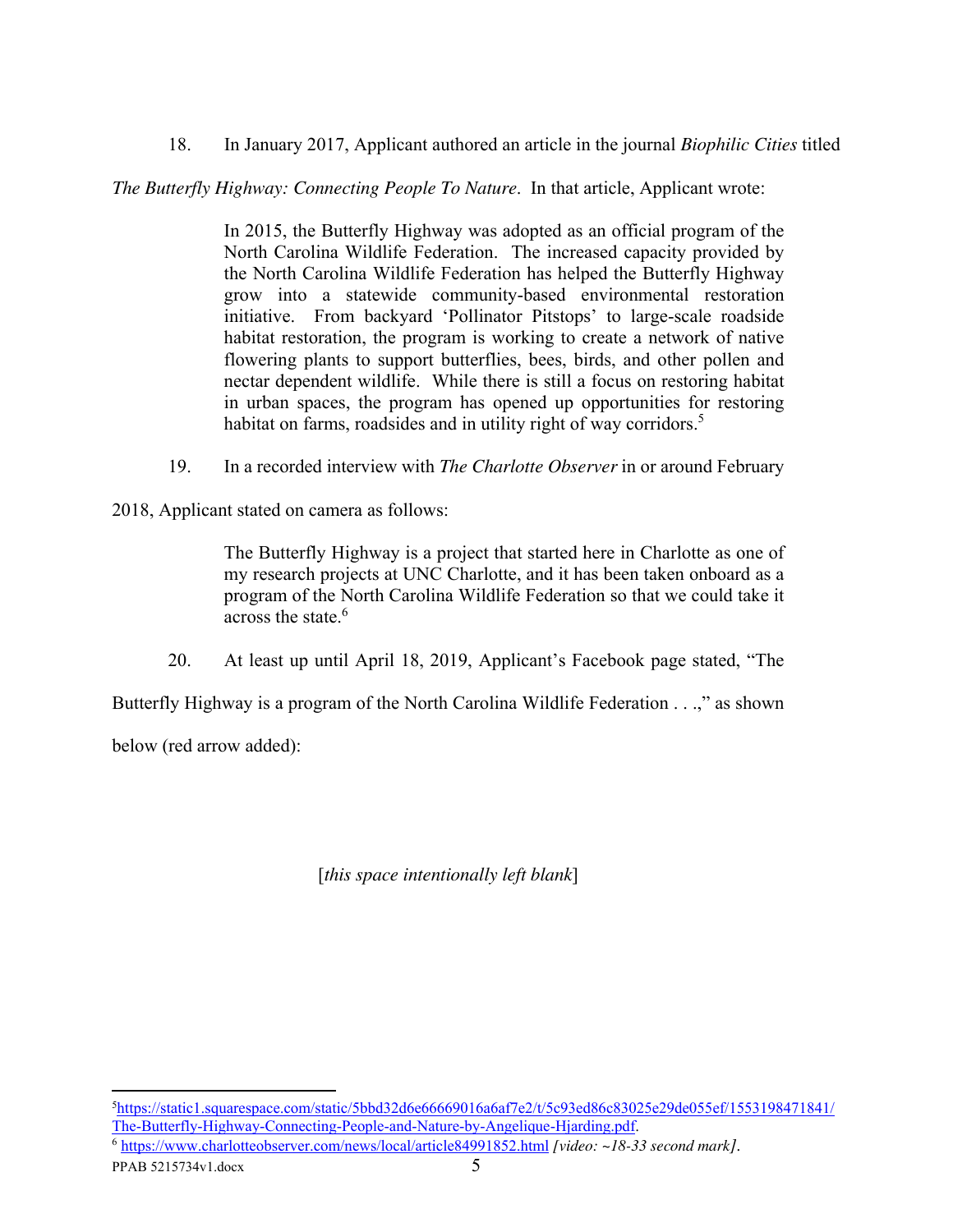18. In January 2017, Applicant authored an article in the journal *Biophilic Cities* titled *The Butterfly Highway: Connecting People To Nature*. In that article, Applicant wrote:

> In 2015, the Butterfly Highway was adopted as an official program of the North Carolina Wildlife Federation. The increased capacity provided by the North Carolina Wildlife Federation has helped the Butterfly Highway grow into a statewide community-based environmental restoration initiative. From backyard 'Pollinator Pitstops' to large-scale roadside habitat restoration, the program is working to create a network of native flowering plants to support butterflies, bees, birds, and other pollen and nectar dependent wildlife. While there is still a focus on restoring habitat in urban spaces, the program has opened up opportunities for restoring habitat on farms, roadsides and in utility right of way corridors.[5]

19. In a recorded interview with *The Charlotte Observer* in or around February 2018, Applicant stated on camera as follows:

> The Butterfly Highway is a project that started here in Charlotte as one of my research projects at UNC Charlotte, and it has been taken onboard as a program of the North Carolina Wildlife Federation so that we could take it across the state.[6]

20. At least up until April 18, 2019, Applicant's Facebook page stated, "The Butterfly Highway is a program of the North Carolina Wildlife Federation . . .," as shown below (red arrow added):

[*this space intentionally left blank*]

---

[5] https://static1.squarespace.com/static/5bbd32d6e66669016a6af7e2/t/5c93ed86c83025e29de055ef/1553198471841/The-Butterfly-Highway-Connecting-People-and-Nature-by-Angelique-Hjarding.pdf.

[6] https://www.charlotteobserver.com/news/local/article84991852.html *[video: ~18-33 second mark]*.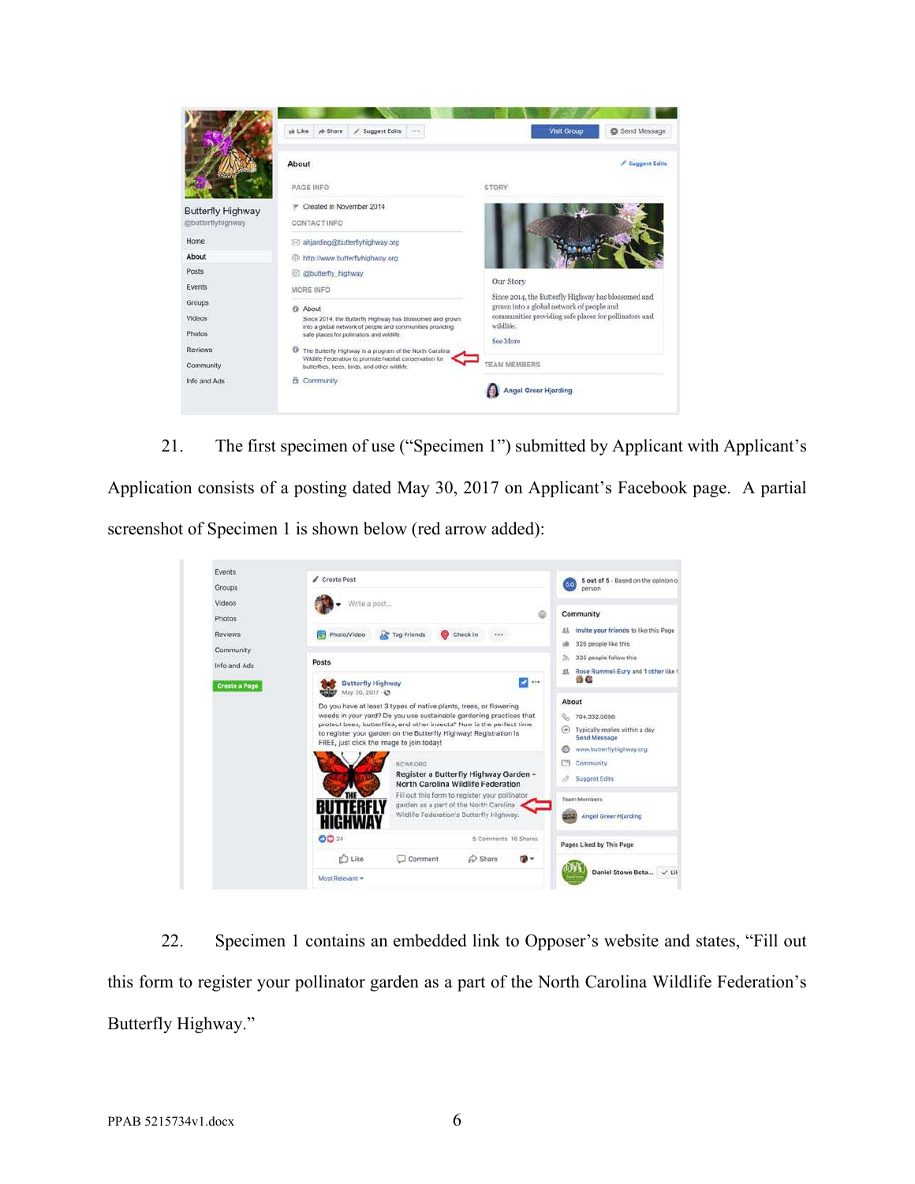21. The first specimen of use ("Specimen 1") submitted by Applicant with Applicant's Application consists of a posting dated May 30, 2017 on Applicant's Facebook page. A partial screenshot of Specimen 1 is shown below (red arrow added):

22. Specimen 1 contains an embedded link to Opposer's website and states, "Fill out this form to register your pollinator garden as a part of the North Carolina Wildlife Federation's Butterfly Highway."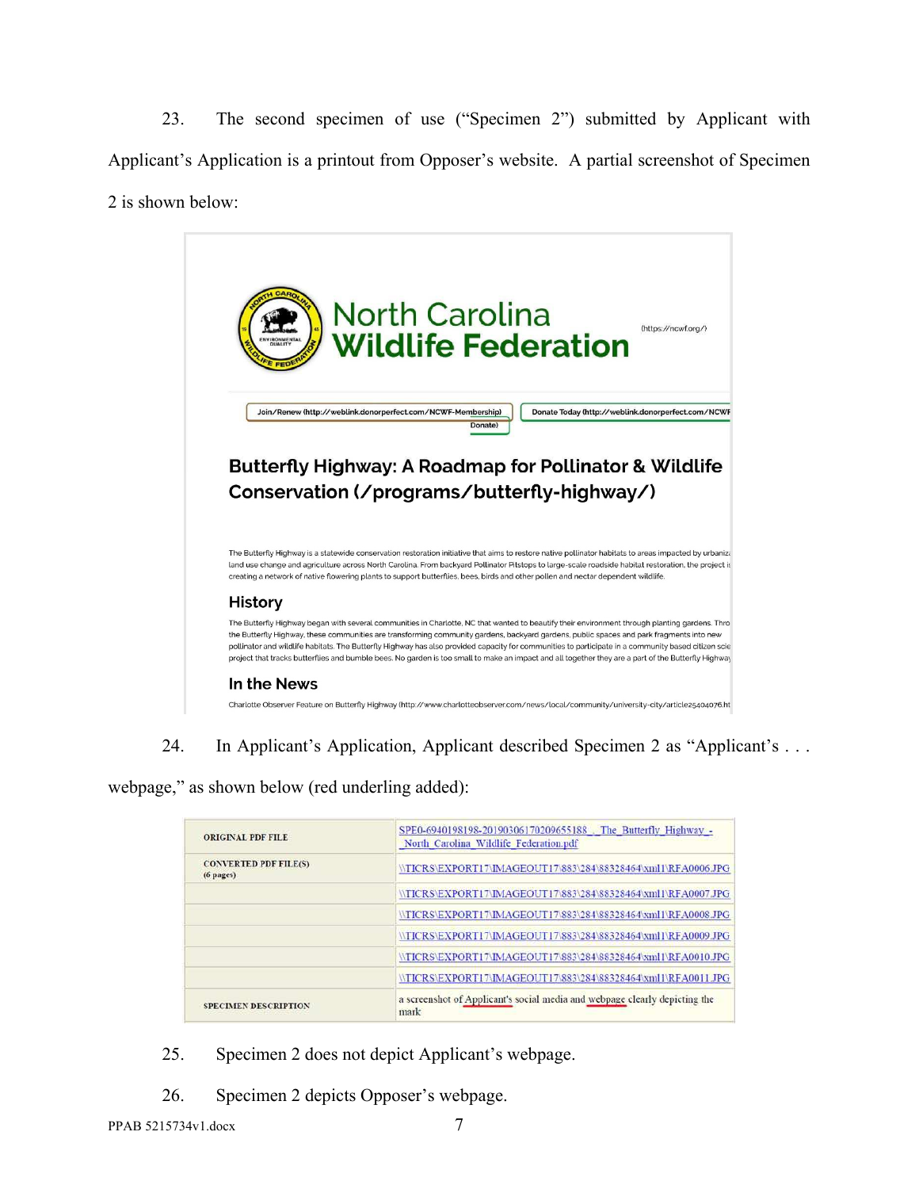23. The second specimen of use ("Specimen 2") submitted by Applicant with Applicant's Application is a printout from Opposer's website. A partial screenshot of Specimen 2 is shown below:

North Carolina Wildlife Federation (https://ncwf.org/)

Join/Renew (http://weblink.donorperfect.com/NCWF-Membership) | Donate Today (http://weblink.donorperfect.com/NCWF Donate)

**Butterfly Highway: A Roadmap for Pollinator & Wildlife Conservation (/programs/butterfly-highway/)**

The Butterfly Highway is a statewide conservation restoration initiative that aims to restore native pollinator habitats to areas impacted by urbaniz land use change and agriculture across North Carolina. From backyard Pollinator Pitstops to large-scale roadside habitat restoration, the project i creating a network of native flowering plants to support butterflies, bees, birds and other pollen and nectar dependent wildlife.

**History**

The Butterfly Highway began with several communities in Charlotte, NC that wanted to beautify their environment through planting gardens. Thro the Butterfly Highway, these communities are transforming community gardens, backyard gardens, public spaces and park fragments into new pollinator and wildlife habitats. The Butterfly Highway has also provided capacity for communities to participate in a community based citizen scie project that tracks butterflies and bumble bees. No garden is too small to make an impact and all together they are a part of the Butterfly Highway

**In the News**

Charlotte Observer Feature on Butterfly Highway (http://www.charlotteobserver.com/news/local/community/university-city/article25404076.ht

24. In Applicant's Application, Applicant described Specimen 2 as "Applicant's . . . webpage," as shown below (red underling added):

| | |
|---|---|
| ORIGINAL PDF FILE | SPE0-6940198198-20190306170209655188_._The_Butterfly_Highway_-_North_Carolina_Wildlife_Federation.pdf |
| CONVERTED PDF FILE(S) (6 pages) | \\TICRS\EXPORT17\IMAGEOUT17\883\284\88328464\xml1\RFA0006.JPG |
| | \\TICRS\EXPORT17\IMAGEOUT17\883\284\88328464\xml1\RFA0007.JPG |
| | \\TICRS\EXPORT17\IMAGEOUT17\883\284\88328464\xml1\RFA0008.JPG |
| | \\TICRS\EXPORT17\IMAGEOUT17\883\284\88328464\xml1\RFA0009.JPG |
| | \\TICRS\EXPORT17\IMAGEOUT17\883\284\88328464\xml1\RFA0010.JPG |
| | \\TICRS\EXPORT17\IMAGEOUT17\883\284\88328464\xml1\RFA0011.JPG |
| SPECIMEN DESCRIPTION | a screenshot of Applicant's social media and webpage clearly depicting the mark |

25. Specimen 2 does not depict Applicant's webpage.

26. Specimen 2 depicts Opposer's webpage.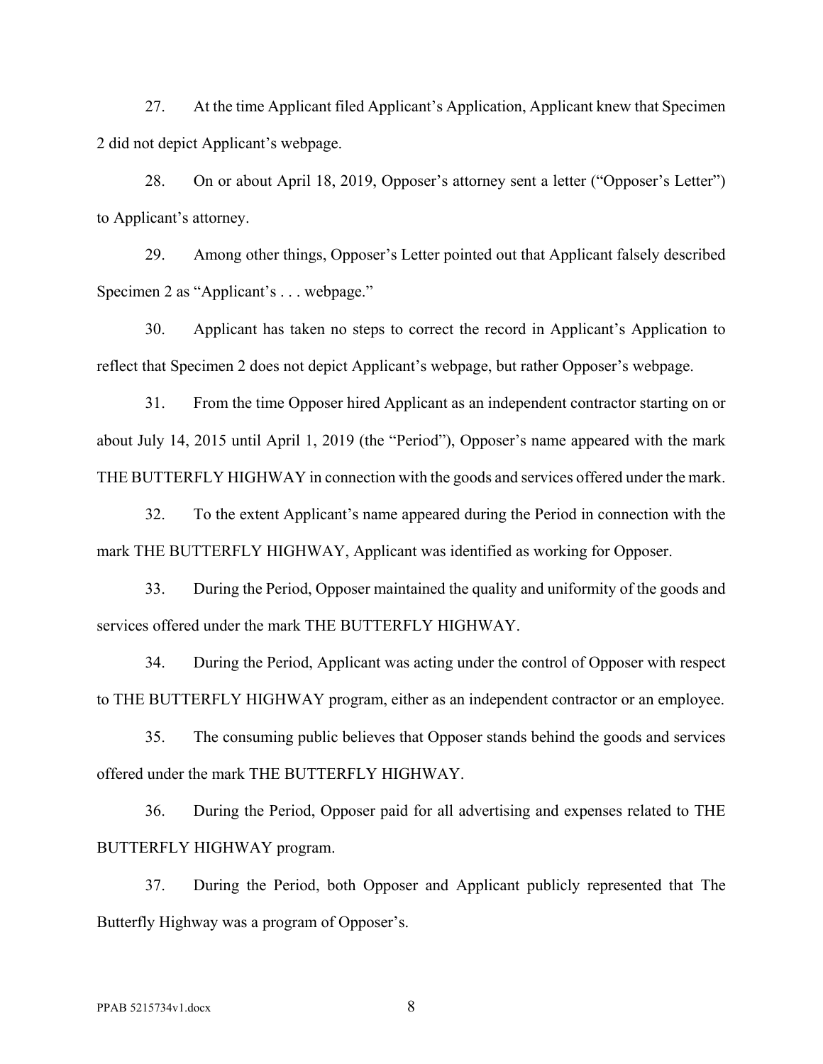27. At the time Applicant filed Applicant's Application, Applicant knew that Specimen 2 did not depict Applicant's webpage.

28. On or about April 18, 2019, Opposer's attorney sent a letter ("Opposer's Letter") to Applicant's attorney.

29. Among other things, Opposer's Letter pointed out that Applicant falsely described Specimen 2 as "Applicant's . . . webpage."

30. Applicant has taken no steps to correct the record in Applicant's Application to reflect that Specimen 2 does not depict Applicant's webpage, but rather Opposer's webpage.

31. From the time Opposer hired Applicant as an independent contractor starting on or about July 14, 2015 until April 1, 2019 (the "Period"), Opposer's name appeared with the mark THE BUTTERFLY HIGHWAY in connection with the goods and services offered under the mark.

32. To the extent Applicant's name appeared during the Period in connection with the mark THE BUTTERFLY HIGHWAY, Applicant was identified as working for Opposer.

33. During the Period, Opposer maintained the quality and uniformity of the goods and services offered under the mark THE BUTTERFLY HIGHWAY.

34. During the Period, Applicant was acting under the control of Opposer with respect to THE BUTTERFLY HIGHWAY program, either as an independent contractor or an employee.

35. The consuming public believes that Opposer stands behind the goods and services offered under the mark THE BUTTERFLY HIGHWAY.

36. During the Period, Opposer paid for all advertising and expenses related to THE BUTTERFLY HIGHWAY program.

37. During the Period, both Opposer and Applicant publicly represented that The Butterfly Highway was a program of Opposer's.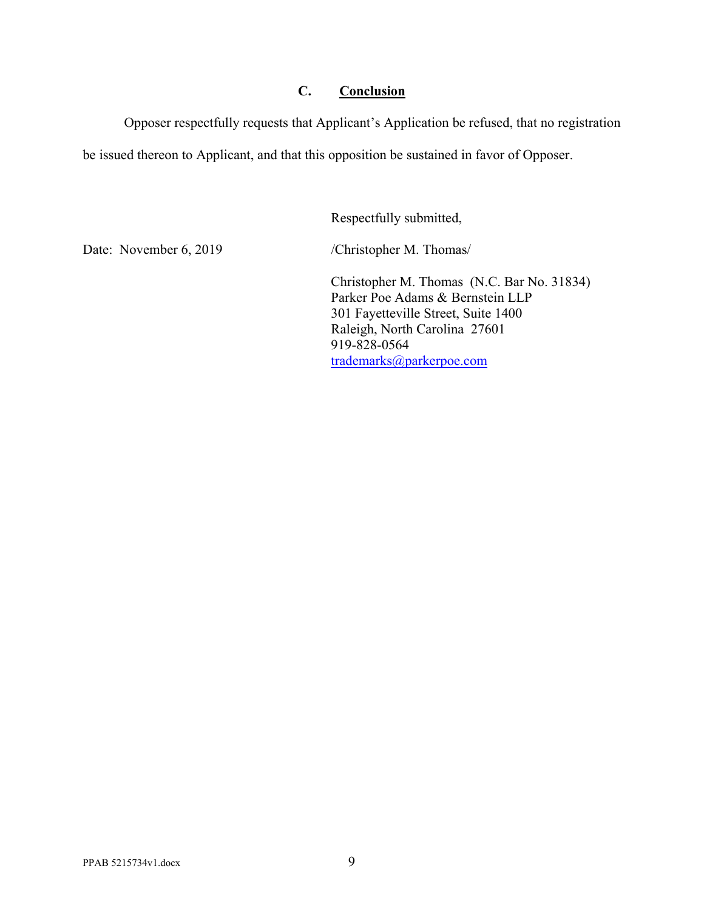### C. Conclusion

Opposer respectfully requests that Applicant's Application be refused, that no registration be issued thereon to Applicant, and that this opposition be sustained in favor of Opposer.

Respectfully submitted,

Date: November 6, 2019

/Christopher M. Thomas/

Christopher M. Thomas (N.C. Bar No. 31834)
Parker Poe Adams & Bernstein LLP
301 Fayetteville Street, Suite 1400
Raleigh, North Carolina 27601
919-828-0564
trademarks@parkerpoe.com

PPAB 5215734v1.docx